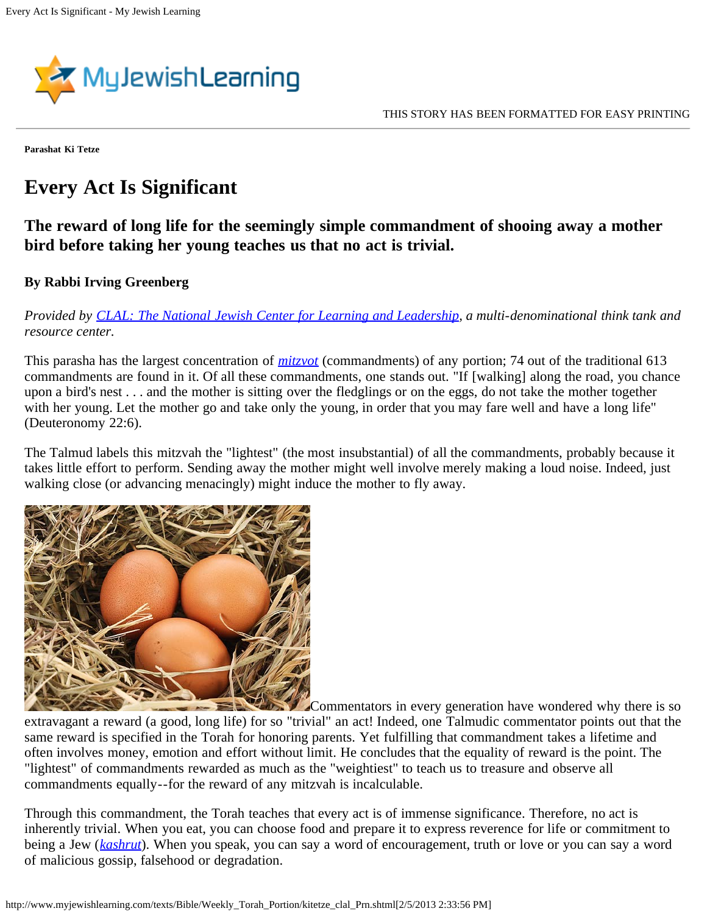**Parashat Ki Tetze**

# Every Act Is Significant

## The reward of long life for the seemingly simple commandment of shooing away a mother bird before taking her young teaches us that no act is trivial.

### By Rabbi Irving Greenberg

*Provided by CLAL: The National Jewish Center for Learning and Leadership, a multi-denominational think tank and resource center.*

This parasha has the largest concentration of *mitzvot* (commandments) of any portion; 74 out of the traditional 613 commandments are found in it. Of all these commandments, one stands out. "If [walking] along the road, you chance upon a bird's nest . . . and the mother is sitting over the fledglings or on the eggs, do not take the mother together with her young. Let the mother go and take only the young, in order that you may fare well and have a long life" (Deuteronomy 22:6).

The Talmud labels this mitzvah the "lightest" (the most insubstantial) of all the commandments, probably because it takes little effort to perform. Sending away the mother might well involve merely making a loud noise. Indeed, just walking close (or advancing menacingly) might induce the mother to fly away.

Commentators in every generation have wondered why there is so extravagant a reward (a good, long life) for so "trivial" an act! Indeed, one Talmudic commentator points out that the same reward is specified in the Torah for honoring parents. Yet fulfilling that commandment takes a lifetime and often involves money, emotion and effort without limit. He concludes that the equality of reward is the point. The "lightest" of commandments rewarded as much as the "weightiest" to teach us to treasure and observe all commandments equally--for the reward of any mitzvah is incalculable.

Through this commandment, the Torah teaches that every act is of immense significance. Therefore, no act is inherently trivial. When you eat, you can choose food and prepare it to express reverence for life or commitment to being a Jew (*kashrut*). When you speak, you can say a word of encouragement, truth or love or you can say a word of malicious gossip, falsehood or degradation.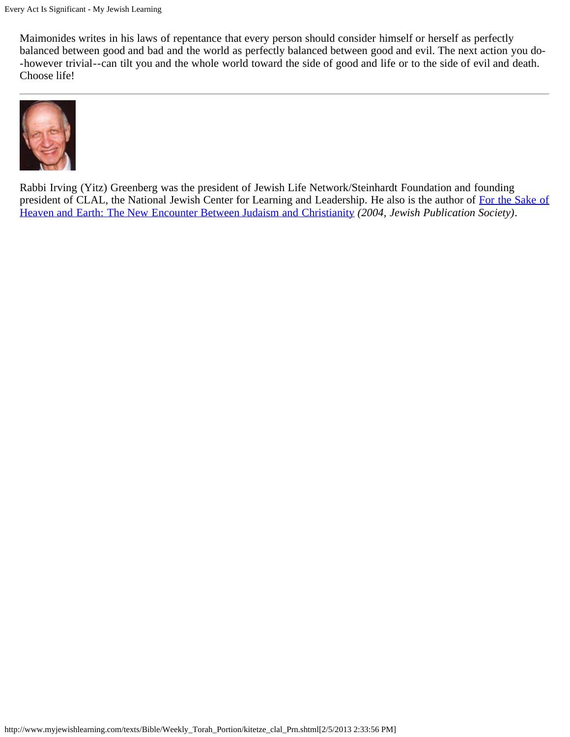Maimonides writes in his laws of repentance that every person should consider himself or herself as perfectly balanced between good and bad and the world as perfectly balanced between good and evil. The next action you do--however trivial--can tilt you and the whole world toward the side of good and life or to the side of evil and death. Choose life!

---

Rabbi Irving (Yitz) Greenberg was the president of Jewish Life Network/Steinhardt Foundation and founding president of CLAL, the National Jewish Center for Learning and Leadership. He also is the author of For the Sake of Heaven and Earth: The New Encounter Between Judaism and Christianity *(2004, Jewish Publication Society)*.